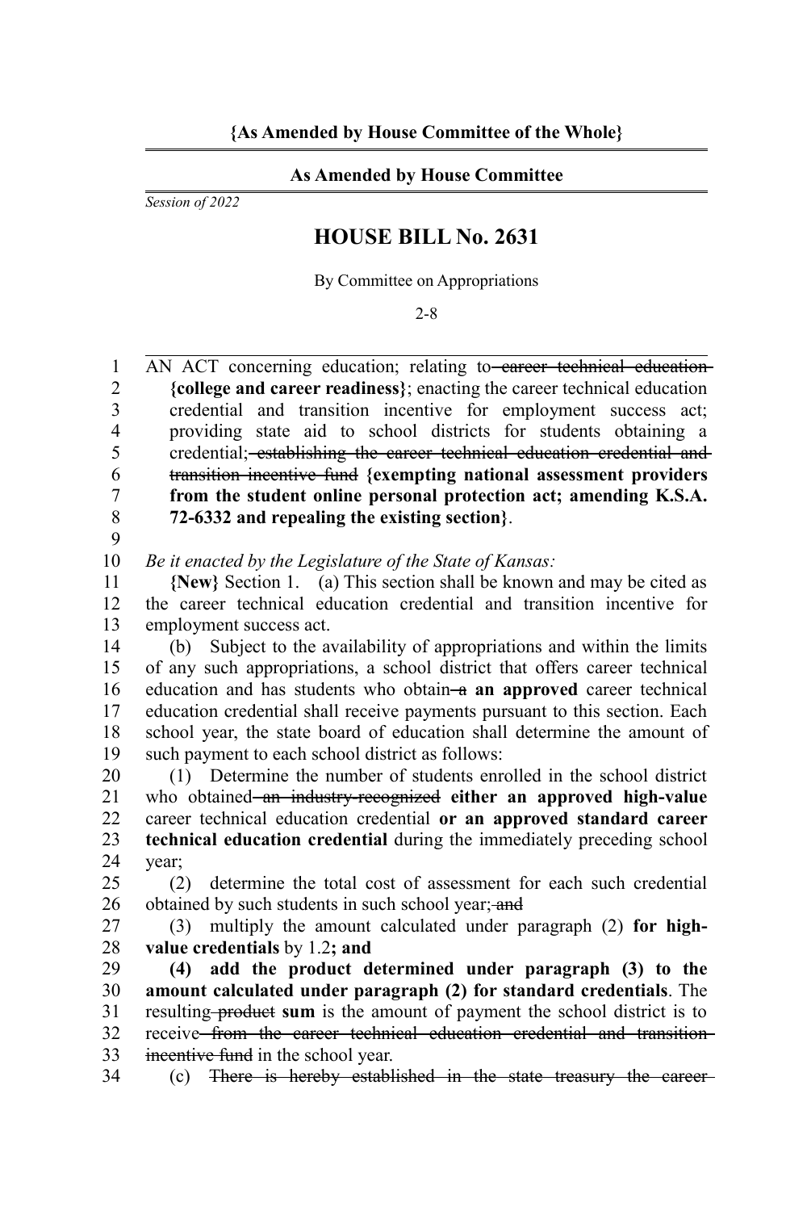**{As Amended by House Committee of the Whole}**

**As Amended by House Committee**

*Session of 2022*

# HOUSE BILL No. 2631

By Committee on Appropriations

2-8

AN ACT concerning education; relating to ~~career technical education~~ **{college and career readiness}**; enacting the career technical education credential and transition incentive for employment success act; providing state aid to school districts for students obtaining a credential; ~~establishing the career technical education credential and transition incentive fund~~ **{exempting national assessment providers from the student online personal protection act; amending K.S.A. 72-6332 and repealing the existing section}**.

*Be it enacted by the Legislature of the State of Kansas:*

**{New}** Section 1. (a) This section shall be known and may be cited as the career technical education credential and transition incentive for employment success act.

(b) Subject to the availability of appropriations and within the limits of any such appropriations, a school district that offers career technical education and has students who obtain ~~a~~ **an approved** career technical education credential shall receive payments pursuant to this section. Each school year, the state board of education shall determine the amount of such payment to each school district as follows:

(1) Determine the number of students enrolled in the school district who obtained ~~an industry-recognized~~ **either an approved high-value** career technical education credential **or an approved standard career technical education credential** during the immediately preceding school year;

(2) determine the total cost of assessment for each such credential obtained by such students in such school year; ~~and~~

(3) multiply the amount calculated under paragraph (2) **for high-value credentials** by 1.2**; and**

**(4) add the product determined under paragraph (3) to the amount calculated under paragraph (2) for standard credentials**. The resulting ~~product~~ **sum** is the amount of payment the school district is to receive ~~from the career technical education credential and transition incentive fund~~ in the school year.

(c) ~~There is hereby established in the state treasury the career~~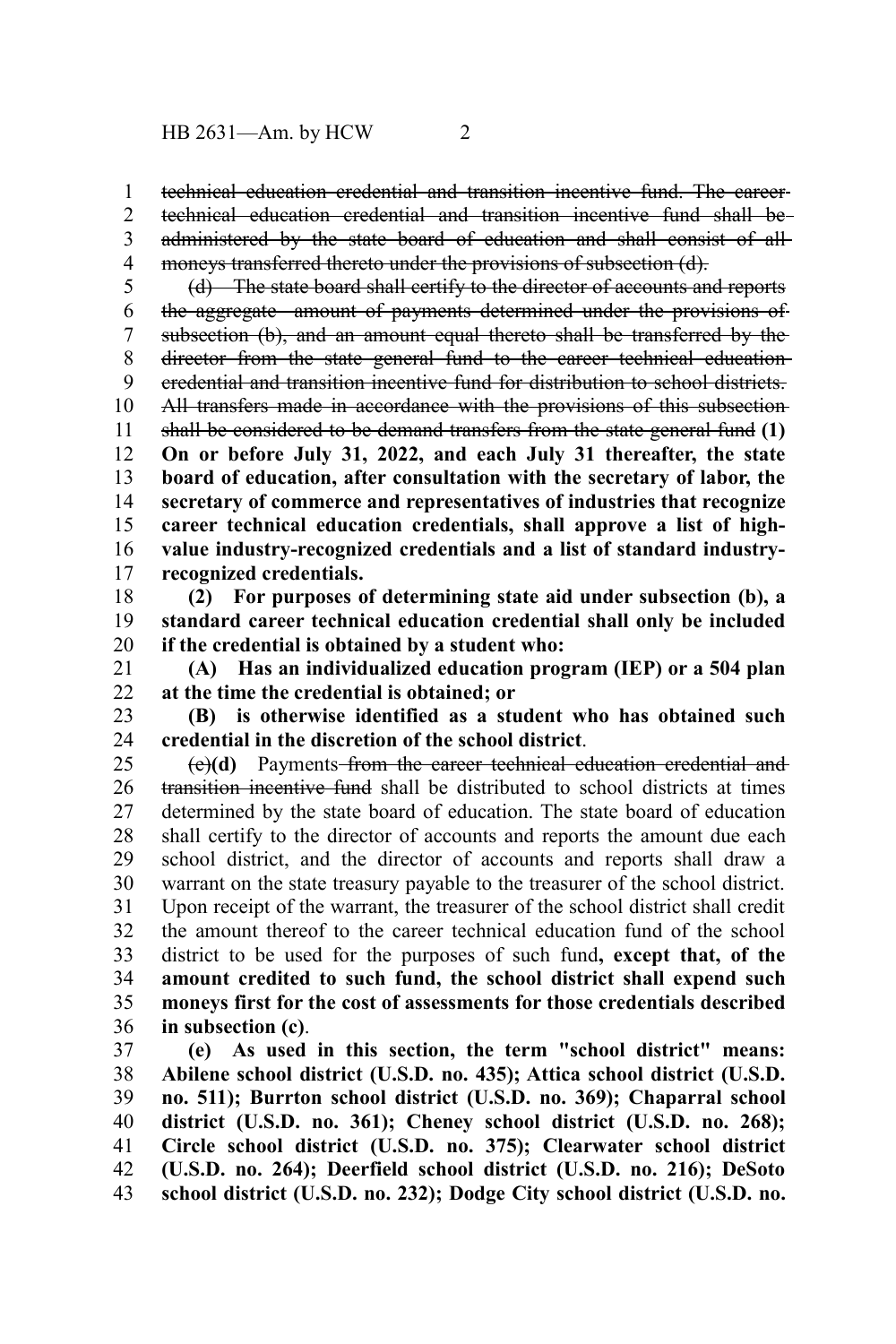~~technical education credential and transition incentive fund. The career technical education credential and transition incentive fund shall be administered by the state board of education and shall consist of all moneys transferred thereto under the provisions of subsection (d).~~

~~(d) The state board shall certify to the director of accounts and reports the aggregate amount of payments determined under the provisions of subsection (b), and an amount equal thereto shall be transferred by the director from the state general fund to the career technical education credential and transition incentive fund for distribution to school districts. All transfers made in accordance with the provisions of this subsection shall be considered to be demand transfers from the state general fund~~ **(1) On or before July 31, 2022, and each July 31 thereafter, the state board of education, after consultation with the secretary of labor, the secretary of commerce and representatives of industries that recognize career technical education credentials, shall approve a list of high-value industry-recognized credentials and a list of standard industry-recognized credentials.**

**(2) For purposes of determining state aid under subsection (b), a standard career technical education credential shall only be included if the credential is obtained by a student who:**

**(A) Has an individualized education program (IEP) or a 504 plan at the time the credential is obtained; or**

**(B) is otherwise identified as a student who has obtained such credential in the discretion of the school district**.

~~(e)~~**(d)** Payments ~~from the career technical education credential and transition incentive fund~~ shall be distributed to school districts at times determined by the state board of education. The state board of education shall certify to the director of accounts and reports the amount due each school district, and the director of accounts and reports shall draw a warrant on the state treasury payable to the treasurer of the school district. Upon receipt of the warrant, the treasurer of the school district shall credit the amount thereof to the career technical education fund of the school district to be used for the purposes of such fund**, except that, of the amount credited to such fund, the school district shall expend such moneys first for the cost of assessments for those credentials described in subsection (c)**.

**(e) As used in this section, the term "school district" means: Abilene school district (U.S.D. no. 435); Attica school district (U.S.D. no. 511); Burrton school district (U.S.D. no. 369); Chaparral school district (U.S.D. no. 361); Cheney school district (U.S.D. no. 268); Circle school district (U.S.D. no. 375); Clearwater school district (U.S.D. no. 264); Deerfield school district (U.S.D. no. 216); DeSoto school district (U.S.D. no. 232); Dodge City school district (U.S.D. no.**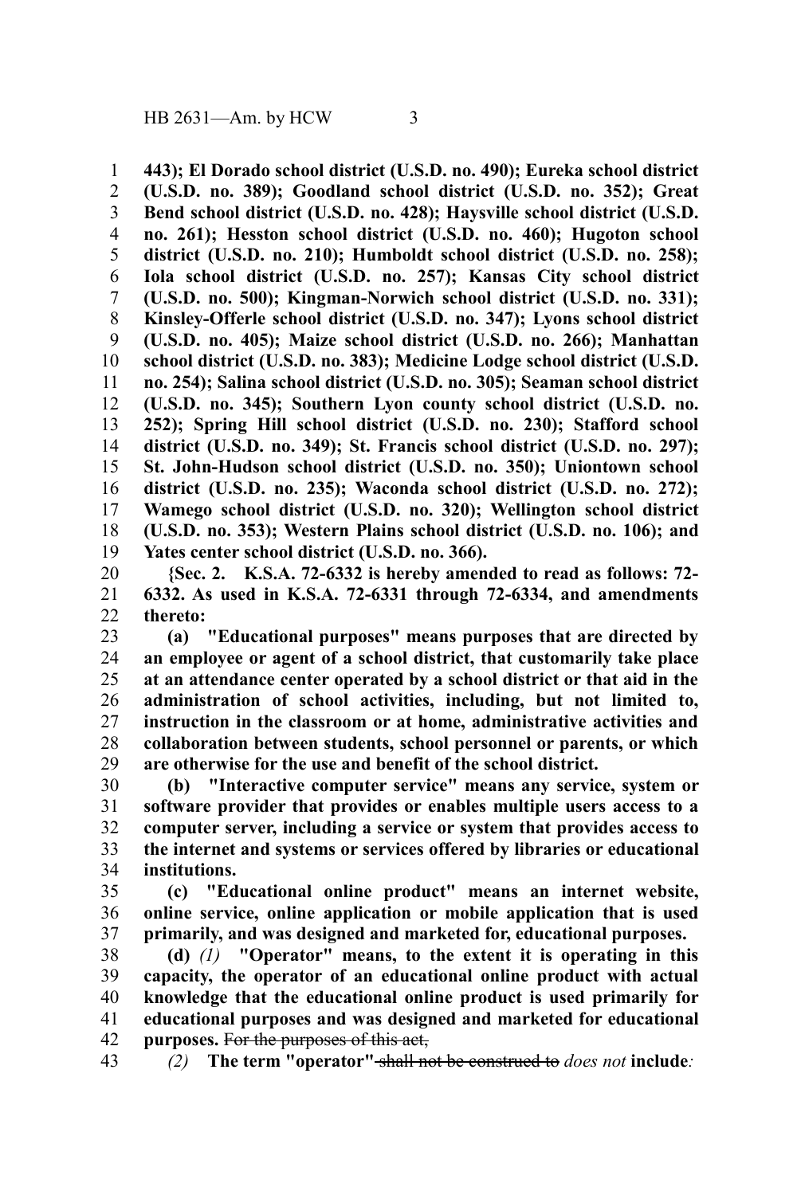**443); El Dorado school district (U.S.D. no. 490); Eureka school district (U.S.D. no. 389); Goodland school district (U.S.D. no. 352); Great Bend school district (U.S.D. no. 428); Haysville school district (U.S.D. no. 261); Hesston school district (U.S.D. no. 460); Hugoton school district (U.S.D. no. 210); Humboldt school district (U.S.D. no. 258); Iola school district (U.S.D. no. 257); Kansas City school district (U.S.D. no. 500); Kingman-Norwich school district (U.S.D. no. 331); Kinsley-Offerle school district (U.S.D. no. 347); Lyons school district (U.S.D. no. 405); Maize school district (U.S.D. no. 266); Manhattan school district (U.S.D. no. 383); Medicine Lodge school district (U.S.D. no. 254); Salina school district (U.S.D. no. 305); Seaman school district (U.S.D. no. 345); Southern Lyon county school district (U.S.D. no. 252); Spring Hill school district (U.S.D. no. 230); Stafford school district (U.S.D. no. 349); St. Francis school district (U.S.D. no. 297); St. John-Hudson school district (U.S.D. no. 350); Uniontown school district (U.S.D. no. 235); Waconda school district (U.S.D. no. 272); Wamego school district (U.S.D. no. 320); Wellington school district (U.S.D. no. 353); Western Plains school district (U.S.D. no. 106); and Yates center school district (U.S.D. no. 366).**

**{Sec. 2. K.S.A. 72-6332 is hereby amended to read as follows: 72-6332. As used in K.S.A. 72-6331 through 72-6334, and amendments thereto:**

**(a) "Educational purposes" means purposes that are directed by an employee or agent of a school district, that customarily take place at an attendance center operated by a school district or that aid in the administration of school activities, including, but not limited to, instruction in the classroom or at home, administrative activities and collaboration between students, school personnel or parents, or which are otherwise for the use and benefit of the school district.**

**(b) "Interactive computer service" means any service, system or software provider that provides or enables multiple users access to a computer server, including a service or system that provides access to the internet and systems or services offered by libraries or educational institutions.**

**(c) "Educational online product" means an internet website, online service, online application or mobile application that is used primarily, and was designed and marketed for, educational purposes.**

**(d)** *(1)* **"Operator" means, to the extent it is operating in this capacity, the operator of an educational online product with actual knowledge that the educational online product is used primarily for educational purposes and was designed and marketed for educational purposes.** ~~For the purposes of this act,~~

*(2)* **The term "operator"** ~~shall not be construed to~~ *does not* **include***:*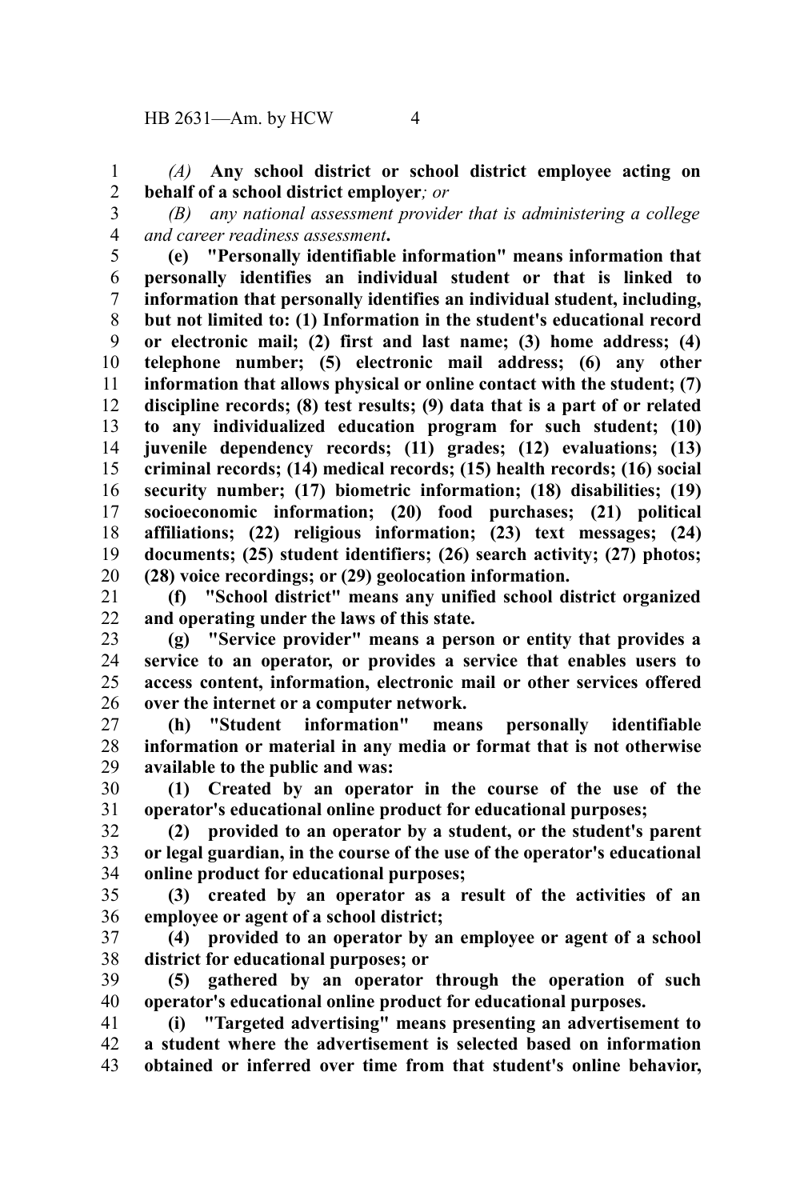*(A)* **Any school district or school district employee acting on behalf of a school district employer***; or*

*(B) any national assessment provider that is administering a college and career readiness assessment***.**

**(e) "Personally identifiable information" means information that personally identifies an individual student or that is linked to information that personally identifies an individual student, including, but not limited to: (1) Information in the student's educational record or electronic mail; (2) first and last name; (3) home address; (4) telephone number; (5) electronic mail address; (6) any other information that allows physical or online contact with the student; (7) discipline records; (8) test results; (9) data that is a part of or related to any individualized education program for such student; (10) juvenile dependency records; (11) grades; (12) evaluations; (13) criminal records; (14) medical records; (15) health records; (16) social security number; (17) biometric information; (18) disabilities; (19) socioeconomic information; (20) food purchases; (21) political affiliations; (22) religious information; (23) text messages; (24) documents; (25) student identifiers; (26) search activity; (27) photos; (28) voice recordings; or (29) geolocation information.**

**(f) "School district" means any unified school district organized and operating under the laws of this state.**

**(g) "Service provider" means a person or entity that provides a service to an operator, or provides a service that enables users to access content, information, electronic mail or other services offered over the internet or a computer network.**

**(h) "Student information" means personally identifiable information or material in any media or format that is not otherwise available to the public and was:**

**(1) Created by an operator in the course of the use of the operator's educational online product for educational purposes;**

**(2) provided to an operator by a student, or the student's parent or legal guardian, in the course of the use of the operator's educational online product for educational purposes;**

**(3) created by an operator as a result of the activities of an employee or agent of a school district;**

**(4) provided to an operator by an employee or agent of a school district for educational purposes; or**

**(5) gathered by an operator through the operation of such operator's educational online product for educational purposes.**

**(i) "Targeted advertising" means presenting an advertisement to a student where the advertisement is selected based on information obtained or inferred over time from that student's online behavior,**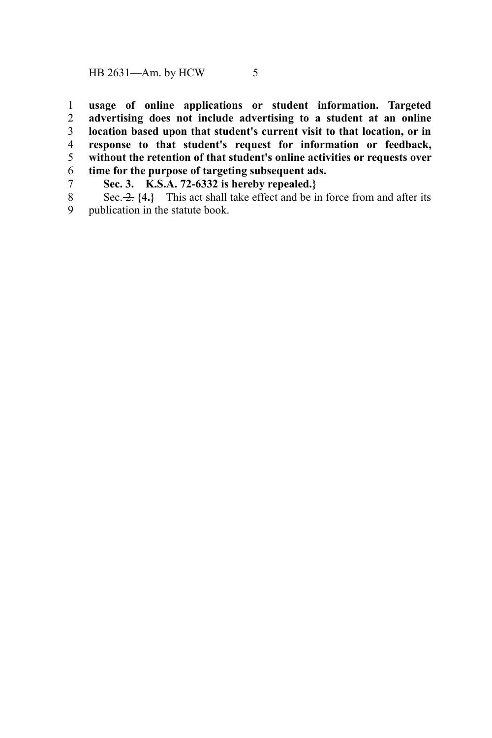**usage of online applications or student information. Targeted advertising does not include advertising to a student at an online location based upon that student's current visit to that location, or in response to that student's request for information or feedback, without the retention of that student's online activities or requests over time for the purpose of targeting subsequent ads.**

**Sec. 3. K.S.A. 72-6332 is hereby repealed.}**

Sec. ~~2.~~ **{4.}** This act shall take effect and be in force from and after its publication in the statute book.